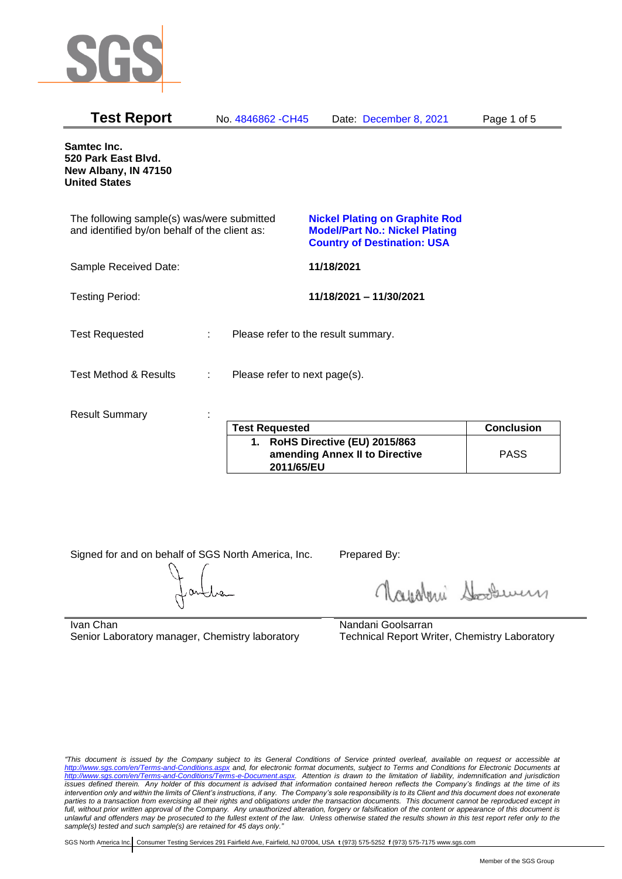SGS

# Test Report

No. 4846862 -CH45    Date: December 8, 2021

**Samtec Inc.**
**520 Park East Blvd.**
**New Albany, IN 47150**
**United States**

The following sample(s) was/were submitted and identified by/on behalf of the client as:

**Nickel Plating on Graphite Rod**
**Model/Part No.: Nickel Plating**
**Country of Destination: USA**

Sample Received Date: **11/18/2021**

Testing Period: **11/18/2021 – 11/30/2021**

Test Requested : Please refer to the result summary.

Test Method & Results : Please refer to next page(s).

Result Summary :

| Test Requested | Conclusion |
|---|---|
| **1. RoHS Directive (EU) 2015/863 amending Annex II to Directive 2011/65/EU** | PASS |

Signed for and on behalf of SGS North America, Inc.

Ivan Chan
Senior Laboratory manager, Chemistry laboratory

Prepared By:

Nandani Goolsarran
Technical Report Writer, Chemistry Laboratory

*"This document is issued by the Company subject to its General Conditions of Service printed overleaf, available on request or accessible at http://www.sgs.com/en/Terms-and-Conditions.aspx and, for electronic format documents, subject to Terms and Conditions for Electronic Documents at http://www.sgs.com/en/Terms-and-Conditions/Terms-e-Document.aspx. Attention is drawn to the limitation of liability, indemnification and jurisdiction issues defined therein. Any holder of this document is advised that information contained hereon reflects the Company's findings at the time of its intervention only and within the limits of Client's instructions, if any. The Company's sole responsibility is to its Client and this document does not exonerate parties to a transaction from exercising all their rights and obligations under the transaction documents. This document cannot be reproduced except in full, without prior written approval of the Company. Any unauthorized alteration, forgery or falsification of the content or appearance of this document is unlawful and offenders may be prosecuted to the fullest extent of the law. Unless otherwise stated the results shown in this test report refer only to the sample(s) tested and such sample(s) are retained for 45 days only."*

SGS North America Inc. | Consumer Testing Services 291 Fairfield Ave, Fairfield, NJ 07004, USA **t** (973) 575-5252 **f** (973) 575-7175 www.sgs.com

Member of the SGS Group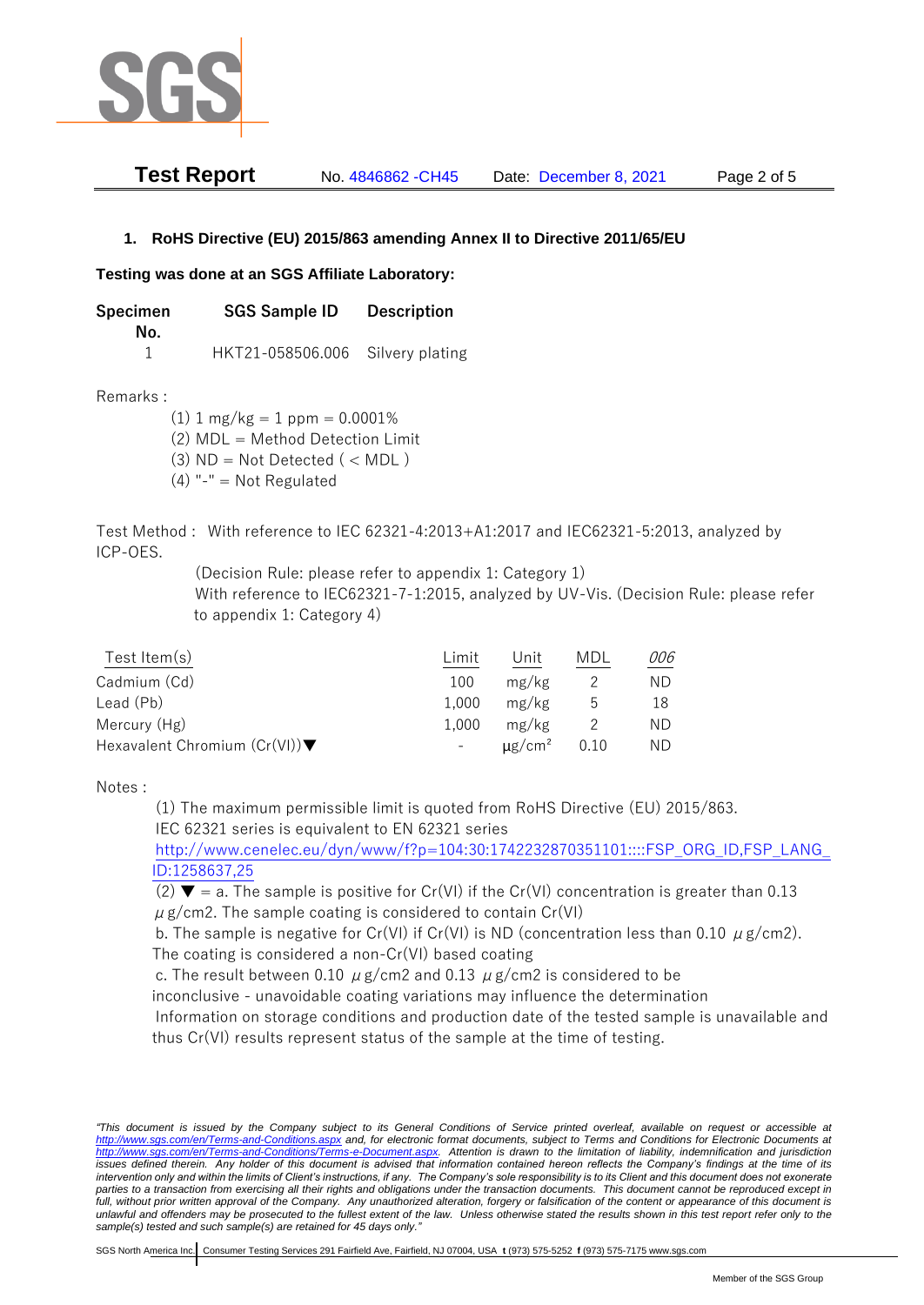## 1. RoHS Directive (EU) 2015/863 amending Annex II to Directive 2011/65/EU

**Testing was done at an SGS Affiliate Laboratory:**

| Specimen No. | SGS Sample ID | Description |
|---|---|---|
| 1 | HKT21-058506.006 | Silvery plating |

Remarks :

(1) 1 mg/kg = 1 ppm = 0.0001%
(2) MDL = Method Detection Limit
(3) ND = Not Detected ( < MDL )
(4) "-" = Not Regulated

Test Method : With reference to IEC 62321-4:2013+A1:2017 and IEC62321-5:2013, analyzed by ICP-OES.
(Decision Rule: please refer to appendix 1: Category 1)
With reference to IEC62321-7-1:2015, analyzed by UV-Vis. (Decision Rule: please refer to appendix 1: Category 4)

| Test Item(s) | Limit | Unit | MDL | *006* |
|---|---|---|---|---|
| Cadmium (Cd) | 100 | mg/kg | 2 | ND |
| Lead (Pb) | 1,000 | mg/kg | 5 | 18 |
| Mercury (Hg) | 1,000 | mg/kg | 2 | ND |
| Hexavalent Chromium (Cr(VI))▼ | - | μg/cm² | 0.10 | ND |

Notes :

(1) The maximum permissible limit is quoted from RoHS Directive (EU) 2015/863.
IEC 62321 series is equivalent to EN 62321 series
http://www.cenelec.eu/dyn/www/f?p=104:30:1742232870351101::::FSP_ORG_ID,FSP_LANG_ID:1258637,25

(2) ▼ = a. The sample is positive for Cr(VI) if the Cr(VI) concentration is greater than 0.13 μg/cm2. The sample coating is considered to contain Cr(VI)
b. The sample is negative for Cr(VI) if Cr(VI) is ND (concentration less than 0.10 μg/cm2). The coating is considered a non-Cr(VI) based coating
c. The result between 0.10 μg/cm2 and 0.13 μg/cm2 is considered to be inconclusive - unavoidable coating variations may influence the determination
Information on storage conditions and production date of the tested sample is unavailable and thus Cr(VI) results represent status of the sample at the time of testing.

*"This document is issued by the Company subject to its General Conditions of Service printed overleaf, available on request or accessible at http://www.sgs.com/en/Terms-and-Conditions.aspx and, for electronic format documents, subject to Terms and Conditions for Electronic Documents at http://www.sgs.com/en/Terms-and-Conditions/Terms-e-Document.aspx. Attention is drawn to the limitation of liability, indemnification and jurisdiction issues defined therein. Any holder of this document is advised that information contained hereon reflects the Company's findings at the time of its intervention only and within the limits of Client's instructions, if any. The Company's sole responsibility is to its Client and this document does not exonerate parties to a transaction from exercising all their rights and obligations under the transaction documents. This document cannot be reproduced except in full, without prior written approval of the Company. Any unauthorized alteration, forgery or falsification of the content or appearance of this document is unlawful and offenders may be prosecuted to the fullest extent of the law. Unless otherwise stated the results shown in this test report refer only to the sample(s) tested and such sample(s) are retained for 45 days only."*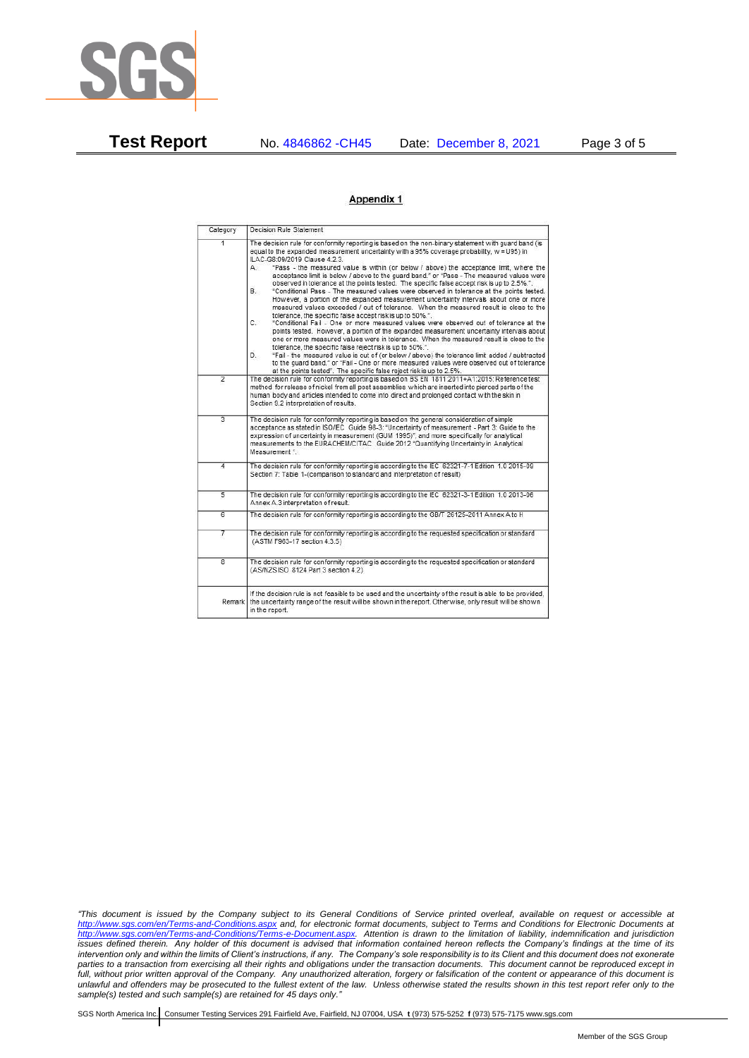## Appendix 1

| Category | Decision Rule Statement |
|---|---|
| 1 | The decision rule for conformity reporting is based on the non-binary statement with guard band (is equal to the expanded measurement uncertainty with a 95% coverage probability, w = U95) in ILAC-G8:09/2019 Clause 4.2.3. A. "Pass - the measured value is within (or below / above) the acceptance limit, where the acceptance limit is below / above to the guard band." or "Pass - The measured values were observed in tolerance at the points tested. The specific false accept risk is up to 2.5%.". B. "Conditional Pass - The measured values were observed in tolerance at the points tested. However, a portion of the expanded measurement uncertainty intervals about one or more measured values exceeded / out of tolerance. When the measured result is close to the tolerance, the specific false accept risk is up to 50%.". C. "Conditional Fail - One or more measured values were observed out of tolerance at the points tested. However, a portion of the expanded measurement uncertainty intervals about one or more measured values were in tolerance. When the measured result is close to the tolerance, the specific false reject risk is up to 50%.". D. "Fail - the measured value is out of (or below / above) the tolerance limit added / subtracted to the guard band." or "Fail - One or more measured values were observed out of tolerance at the points tested". The specific false reject risk is up to 2.5%. |
| 2 | The decision rule for conformity reporting is based on BS EN 1811:2011+A1:2015: Reference test method for release of nickel from all post assemblies which are inserted into pierced parts of the human body and articles intended to come into direct and prolonged contact with the skin in Section 9.2 interpretation of results. |
| 3 | The decision rule for conformity reporting is based on the general consideration of simple acceptance as stated in ISO/IEC Guide 98-3: "Uncertainty of measurement - Part 3: Guide to the expression of uncertainty in measurement (GUM 1995)", and more specifically for analytical measurements to the EURACHEM/CITAC Guide 2012 "Quantifying Uncertainty in Analytical Measurement ". |
| 4 | The decision rule for conformity reporting is according to the IEC 62321-7-1 Edition 1.0 2015-09 Section 7: Table 1-(comparison to standard and interpretation of result) |
| 5 | The decision rule for conformity reporting is according to the IEC 62321-3-1 Edition 1.0 2013-06 Annex A.3 interpretation of result. |
| 6 | The decision rule for conformity reporting is according to the GB/T 26125-2011 Annex A to H |
| 7 | The decision rule for conformity reporting is according to the requested specification or standard (ASTM F963-17 section 4.3.5) |
| 8 | The decision rule for conformity reporting is according to the requested specification or standard (AS/NZS ISO 8124 Part 3 section 4.2) |
| Remark | If the decision rule is not feasible to be used and the uncertainty of the result is able to be provided, the uncertainty range of the result will be shown in the report. Otherwise, only result will be shown in the report. |

*"This document is issued by the Company subject to its General Conditions of Service printed overleaf, available on request or accessible at http://www.sgs.com/en/Terms-and-Conditions.aspx and, for electronic format documents, subject to Terms and Conditions for Electronic Documents at http://www.sgs.com/en/Terms-and-Conditions/Terms-e-Document.aspx. Attention is drawn to the limitation of liability, indemnification and jurisdiction issues defined therein. Any holder of this document is advised that information contained hereon reflects the Company's findings at the time of its intervention only and within the limits of Client's instructions, if any. The Company's sole responsibility is to its Client and this document does not exonerate parties to a transaction from exercising all their rights and obligations under the transaction documents. This document cannot be reproduced except in full, without prior written approval of the Company. Any unauthorized alteration, forgery or falsification of the content or appearance of this document is unlawful and offenders may be prosecuted to the fullest extent of the law. Unless otherwise stated the results shown in this test report refer only to the sample(s) tested and such sample(s) are retained for 45 days only."*

SGS North America Inc. | Consumer Testing Services 291 Fairfield Ave, Fairfield, NJ 07004, USA **t** (973) 575-5252 **f** (973) 575-7175 www.sgs.com

Member of the SGS Group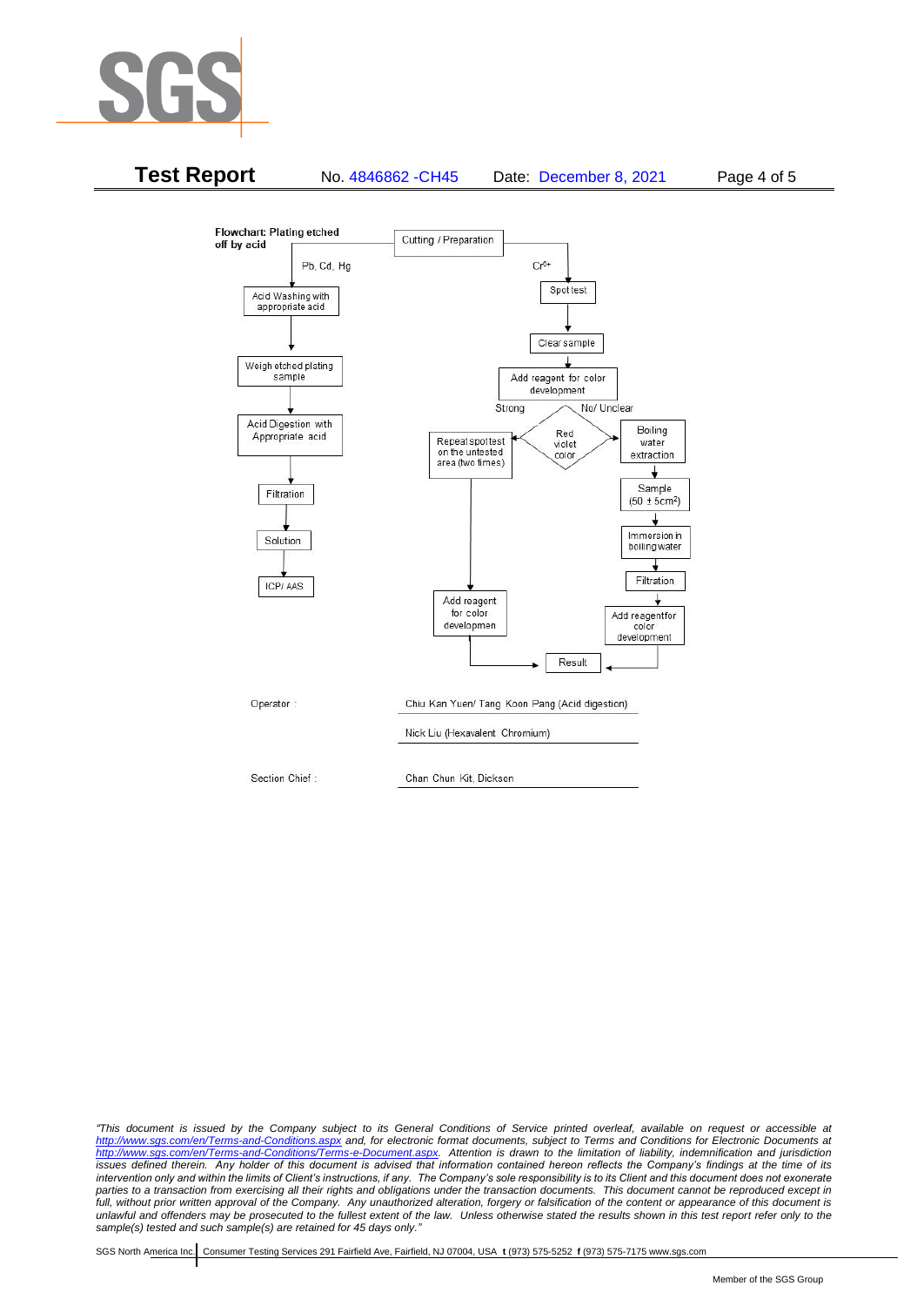**Flowchart: Plating etched off by acid**

Cutting / Preparation

**Pb, Cd, Hg**

- Acid Washing with appropriate acid
- Weigh etched plating sample
- Acid Digestion with Appropriate acid
- Filtration
- Solution
- ICP/ AAS

**$Cr^{6+}$**

- Spot test
- Clear sample
- Add reagent for color development
- Red violet color
  - Strong → Repeat spot test on the untested area (two times) → Add reagent for color developmen → Result
  - No/ Unclear → Boiling water extraction → Sample ($50 \pm 5cm^2$) → Immersion in boiling water → Filtration → Add reagent for color development → Result

Operator : Chiu Kan Yuen/ Tang Koon Pang (Acid digestion)

Nick Liu (Hexavalent Chromium)

Section Chief : Chan Chun Kit, Dickson

*"This document is issued by the Company subject to its General Conditions of Service printed overleaf, available on request or accessible at http://www.sgs.com/en/Terms-and-Conditions.aspx and, for electronic format documents, subject to Terms and Conditions for Electronic Documents at http://www.sgs.com/en/Terms-and-Conditions/Terms-e-Document.aspx. Attention is drawn to the limitation of liability, indemnification and jurisdiction issues defined therein. Any holder of this document is advised that information contained hereon reflects the Company's findings at the time of its intervention only and within the limits of Client's instructions, if any. The Company's sole responsibility is to its Client and this document does not exonerate parties to a transaction from exercising all their rights and obligations under the transaction documents. This document cannot be reproduced except in full, without prior written approval of the Company. Any unauthorized alteration, forgery or falsification of the content or appearance of this document is unlawful and offenders may be prosecuted to the fullest extent of the law. Unless otherwise stated the results shown in this test report refer only to the sample(s) tested and such sample(s) are retained for 45 days only."*

SGS North America Inc. | Consumer Testing Services 291 Fairfield Ave, Fairfield, NJ 07004, USA **t** (973) 575-5252 **f** (973) 575-7175 www.sgs.com

Member of the SGS Group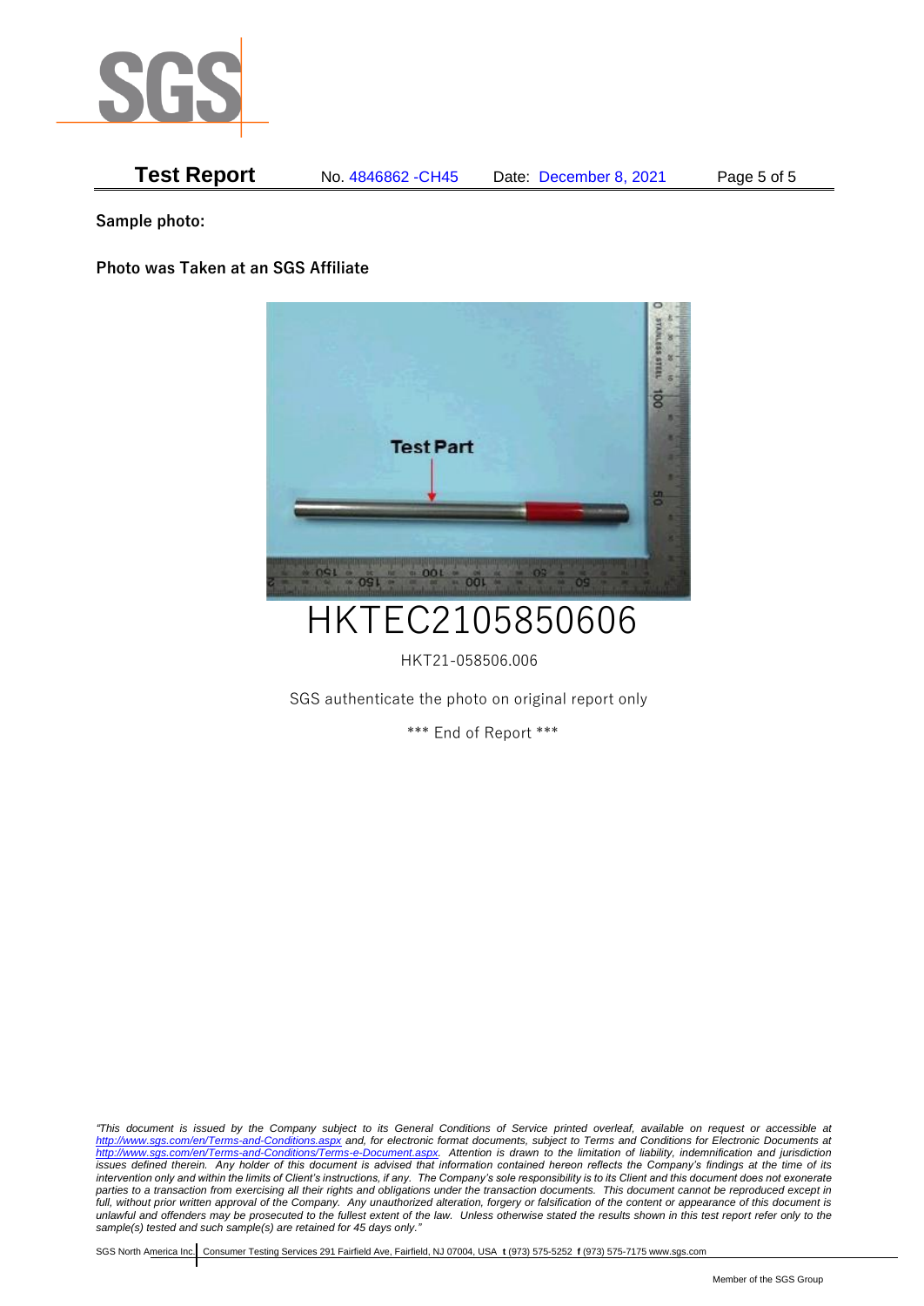**Sample photo:**

**Photo was Taken at an SGS Affiliate**

HKTEC2105850606

HKT21-058506.006

SGS authenticate the photo on original report only

*** End of Report ***

*"This document is issued by the Company subject to its General Conditions of Service printed overleaf, available on request or accessible at http://www.sgs.com/en/Terms-and-Conditions.aspx and, for electronic format documents, subject to Terms and Conditions for Electronic Documents at http://www.sgs.com/en/Terms-and-Conditions/Terms-e-Document.aspx. Attention is drawn to the limitation of liability, indemnification and jurisdiction issues defined therein. Any holder of this document is advised that information contained hereon reflects the Company's findings at the time of its intervention only and within the limits of Client's instructions, if any. The Company's sole responsibility is to its Client and this document does not exonerate parties to a transaction from exercising all their rights and obligations under the transaction documents. This document cannot be reproduced except in full, without prior written approval of the Company. Any unauthorized alteration, forgery or falsification of the content or appearance of this document is unlawful and offenders may be prosecuted to the fullest extent of the law. Unless otherwise stated the results shown in this test report refer only to the sample(s) tested and such sample(s) are retained for 45 days only."*

SGS North America Inc. | Consumer Testing Services 291 Fairfield Ave, Fairfield, NJ 07004, USA **t** (973) 575-5252 **f** (973) 575-7175 www.sgs.com

Member of the SGS Group